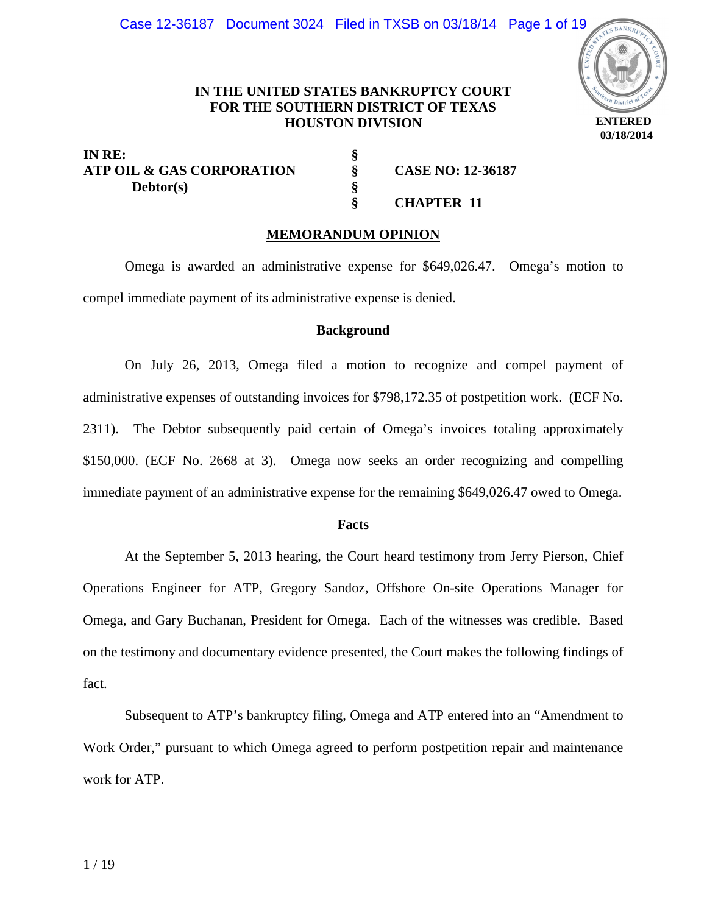**IN THE UNITED STATES BANKRUPTCY COURT**
**FOR THE SOUTHERN DISTRICT OF TEXAS**
**HOUSTON DIVISION**

ENTERED
03/18/2014

| | | |
|---|---|---|
| **IN RE:** | **§** | |
| **ATP OIL & GAS CORPORATION** | **§** | **CASE NO: 12-36187** |
| **Debtor(s)** | **§** | |
| | **§** | **CHAPTER 11** |

## MEMORANDUM OPINION

Omega is awarded an administrative expense for $649,026.47. Omega's motion to compel immediate payment of its administrative expense is denied.

### Background

On July 26, 2013, Omega filed a motion to recognize and compel payment of administrative expenses of outstanding invoices for $798,172.35 of postpetition work. (ECF No. 2311). The Debtor subsequently paid certain of Omega's invoices totaling approximately $150,000. (ECF No. 2668 at 3). Omega now seeks an order recognizing and compelling immediate payment of an administrative expense for the remaining $649,026.47 owed to Omega.

### Facts

At the September 5, 2013 hearing, the Court heard testimony from Jerry Pierson, Chief Operations Engineer for ATP, Gregory Sandoz, Offshore On-site Operations Manager for Omega, and Gary Buchanan, President for Omega. Each of the witnesses was credible. Based on the testimony and documentary evidence presented, the Court makes the following findings of fact.

Subsequent to ATP's bankruptcy filing, Omega and ATP entered into an "Amendment to Work Order," pursuant to which Omega agreed to perform postpetition repair and maintenance work for ATP.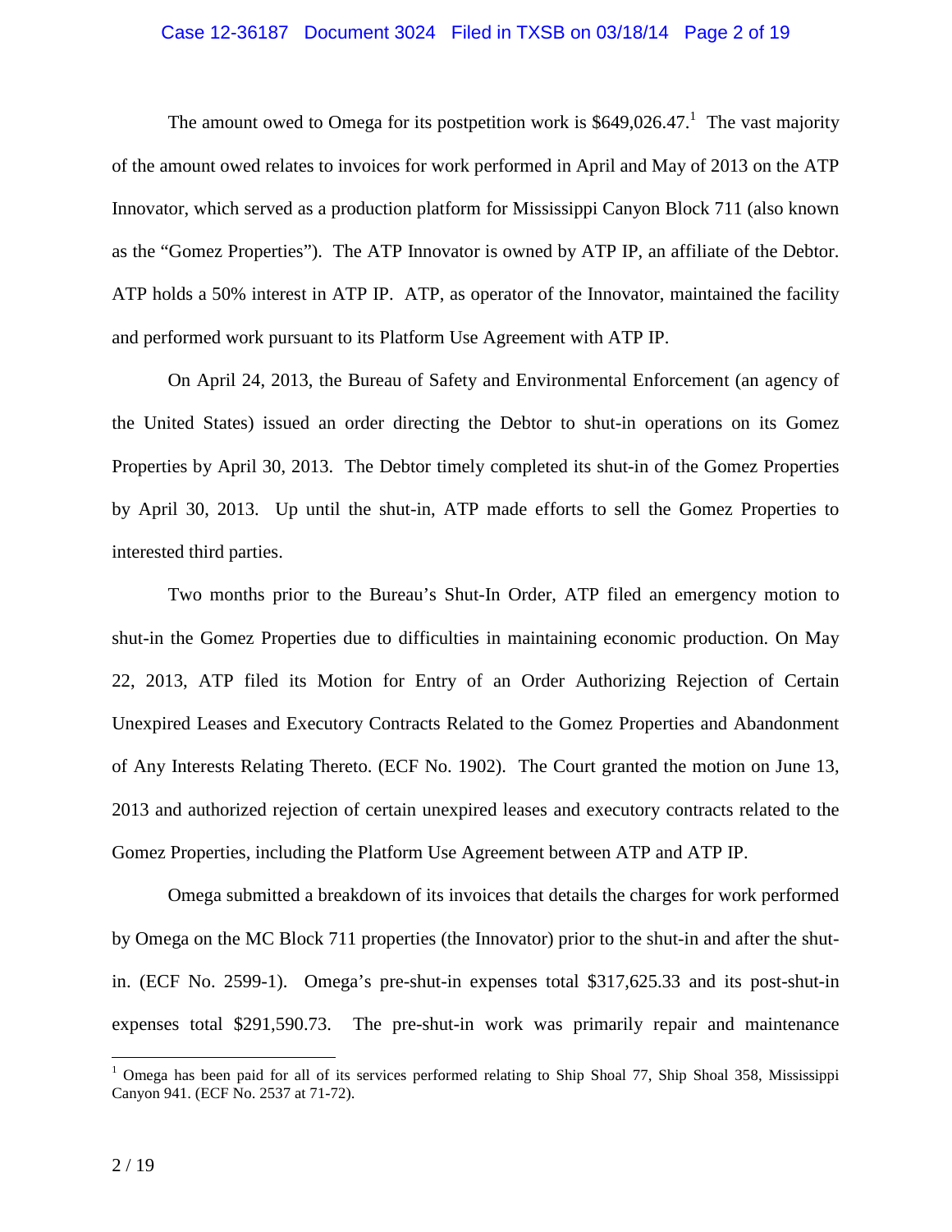The amount owed to Omega for its postpetition work is $649,026.47.[1] The vast majority of the amount owed relates to invoices for work performed in April and May of 2013 on the ATP Innovator, which served as a production platform for Mississippi Canyon Block 711 (also known as the "Gomez Properties"). The ATP Innovator is owned by ATP IP, an affiliate of the Debtor. ATP holds a 50% interest in ATP IP. ATP, as operator of the Innovator, maintained the facility and performed work pursuant to its Platform Use Agreement with ATP IP.

On April 24, 2013, the Bureau of Safety and Environmental Enforcement (an agency of the United States) issued an order directing the Debtor to shut-in operations on its Gomez Properties by April 30, 2013. The Debtor timely completed its shut-in of the Gomez Properties by April 30, 2013. Up until the shut-in, ATP made efforts to sell the Gomez Properties to interested third parties.

Two months prior to the Bureau's Shut-In Order, ATP filed an emergency motion to shut-in the Gomez Properties due to difficulties in maintaining economic production. On May 22, 2013, ATP filed its Motion for Entry of an Order Authorizing Rejection of Certain Unexpired Leases and Executory Contracts Related to the Gomez Properties and Abandonment of Any Interests Relating Thereto. (ECF No. 1902). The Court granted the motion on June 13, 2013 and authorized rejection of certain unexpired leases and executory contracts related to the Gomez Properties, including the Platform Use Agreement between ATP and ATP IP.

Omega submitted a breakdown of its invoices that details the charges for work performed by Omega on the MC Block 711 properties (the Innovator) prior to the shut-in and after the shut-in. (ECF No. 2599-1). Omega's pre-shut-in expenses total $317,625.33 and its post-shut-in expenses total $291,590.73. The pre-shut-in work was primarily repair and maintenance

---

[1] Omega has been paid for all of its services performed relating to Ship Shoal 77, Ship Shoal 358, Mississippi Canyon 941. (ECF No. 2537 at 71-72).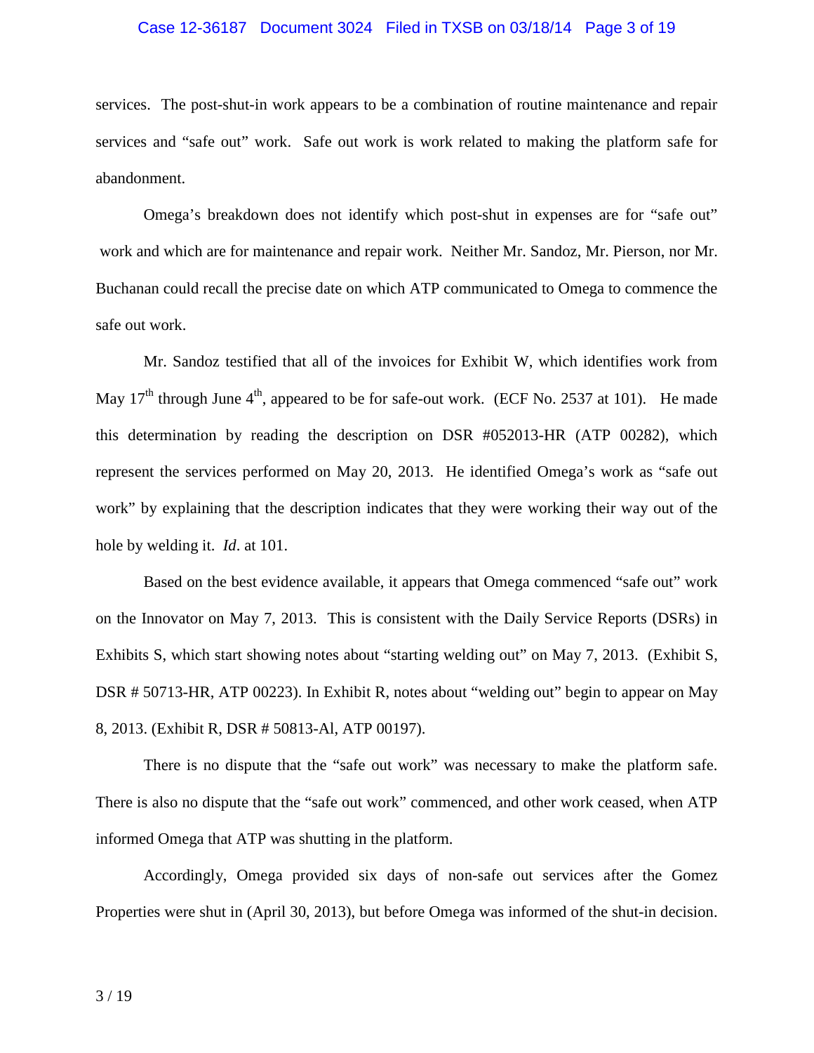services. The post-shut-in work appears to be a combination of routine maintenance and repair services and "safe out" work. Safe out work is work related to making the platform safe for abandonment.

Omega's breakdown does not identify which post-shut in expenses are for "safe out" work and which are for maintenance and repair work. Neither Mr. Sandoz, Mr. Pierson, nor Mr. Buchanan could recall the precise date on which ATP communicated to Omega to commence the safe out work.

Mr. Sandoz testified that all of the invoices for Exhibit W, which identifies work from May 17th through June 4th, appeared to be for safe-out work. (ECF No. 2537 at 101). He made this determination by reading the description on DSR #052013-HR (ATP 00282), which represent the services performed on May 20, 2013. He identified Omega's work as "safe out work" by explaining that the description indicates that they were working their way out of the hole by welding it. *Id*. at 101.

Based on the best evidence available, it appears that Omega commenced "safe out" work on the Innovator on May 7, 2013. This is consistent with the Daily Service Reports (DSRs) in Exhibits S, which start showing notes about "starting welding out" on May 7, 2013. (Exhibit S, DSR # 50713-HR, ATP 00223). In Exhibit R, notes about "welding out" begin to appear on May 8, 2013. (Exhibit R, DSR # 50813-Al, ATP 00197).

There is no dispute that the "safe out work" was necessary to make the platform safe. There is also no dispute that the "safe out work" commenced, and other work ceased, when ATP informed Omega that ATP was shutting in the platform.

Accordingly, Omega provided six days of non-safe out services after the Gomez Properties were shut in (April 30, 2013), but before Omega was informed of the shut-in decision.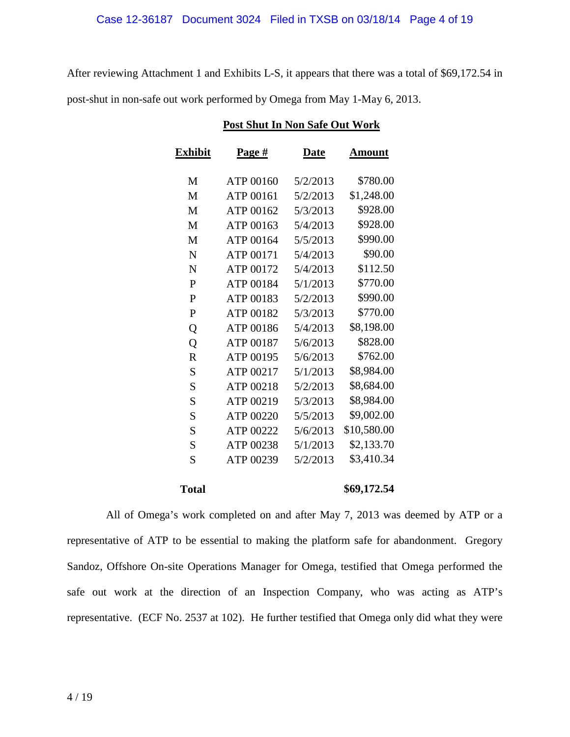After reviewing Attachment 1 and Exhibits L-S, it appears that there was a total of $69,172.54 in post-shut in non-safe out work performed by Omega from May 1-May 6, 2013.

**Post Shut In Non Safe Out Work**

| Exhibit | Page # | Date | Amount |
|---|---|---|---|
| M | ATP 00160 | 5/2/2013 | $780.00 |
| M | ATP 00161 | 5/2/2013 | $1,248.00 |
| M | ATP 00162 | 5/3/2013 | $928.00 |
| M | ATP 00163 | 5/4/2013 | $928.00 |
| M | ATP 00164 | 5/5/2013 | $990.00 |
| N | ATP 00171 | 5/4/2013 | $90.00 |
| N | ATP 00172 | 5/4/2013 | $112.50 |
| P | ATP 00184 | 5/1/2013 | $770.00 |
| P | ATP 00183 | 5/2/2013 | $990.00 |
| P | ATP 00182 | 5/3/2013 | $770.00 |
| Q | ATP 00186 | 5/4/2013 | $8,198.00 |
| Q | ATP 00187 | 5/6/2013 | $828.00 |
| R | ATP 00195 | 5/6/2013 | $762.00 |
| S | ATP 00217 | 5/1/2013 | $8,984.00 |
| S | ATP 00218 | 5/2/2013 | $8,684.00 |
| S | ATP 00219 | 5/3/2013 | $8,984.00 |
| S | ATP 00220 | 5/5/2013 | $9,002.00 |
| S | ATP 00222 | 5/6/2013 | $10,580.00 |
| S | ATP 00238 | 5/1/2013 | $2,133.70 |
| S | ATP 00239 | 5/2/2013 | $3,410.34 |
| **Total** | | | **$69,172.54** |

All of Omega's work completed on and after May 7, 2013 was deemed by ATP or a representative of ATP to be essential to making the platform safe for abandonment. Gregory Sandoz, Offshore On-site Operations Manager for Omega, testified that Omega performed the safe out work at the direction of an Inspection Company, who was acting as ATP's representative. (ECF No. 2537 at 102). He further testified that Omega only did what they were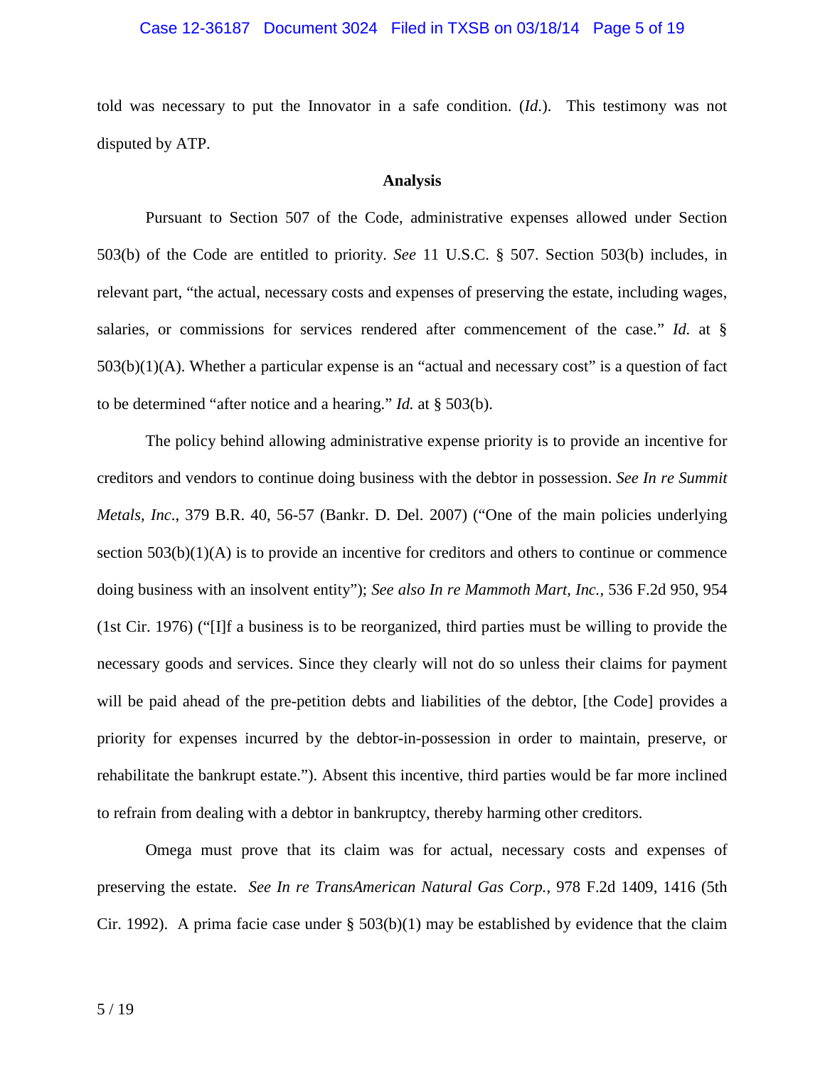told was necessary to put the Innovator in a safe condition. (*Id*.). This testimony was not disputed by ATP.

**Analysis**

Pursuant to Section 507 of the Code, administrative expenses allowed under Section 503(b) of the Code are entitled to priority. *See* 11 U.S.C. § 507. Section 503(b) includes, in relevant part, "the actual, necessary costs and expenses of preserving the estate, including wages, salaries, or commissions for services rendered after commencement of the case." *Id.* at § 503(b)(1)(A). Whether a particular expense is an "actual and necessary cost" is a question of fact to be determined "after notice and a hearing." *Id.* at § 503(b).

The policy behind allowing administrative expense priority is to provide an incentive for creditors and vendors to continue doing business with the debtor in possession. *See In re Summit Metals, Inc*., 379 B.R. 40, 56-57 (Bankr. D. Del. 2007) ("One of the main policies underlying section 503(b)(1)(A) is to provide an incentive for creditors and others to continue or commence doing business with an insolvent entity"); *See also In re Mammoth Mart, Inc.,* 536 F.2d 950, 954 (1st Cir. 1976) ("[I]f a business is to be reorganized, third parties must be willing to provide the necessary goods and services. Since they clearly will not do so unless their claims for payment will be paid ahead of the pre-petition debts and liabilities of the debtor, [the Code] provides a priority for expenses incurred by the debtor-in-possession in order to maintain, preserve, or rehabilitate the bankrupt estate."). Absent this incentive, third parties would be far more inclined to refrain from dealing with a debtor in bankruptcy, thereby harming other creditors.

Omega must prove that its claim was for actual, necessary costs and expenses of preserving the estate. *See In re TransAmerican Natural Gas Corp.*, 978 F.2d 1409, 1416 (5th Cir. 1992). A prima facie case under § 503(b)(1) may be established by evidence that the claim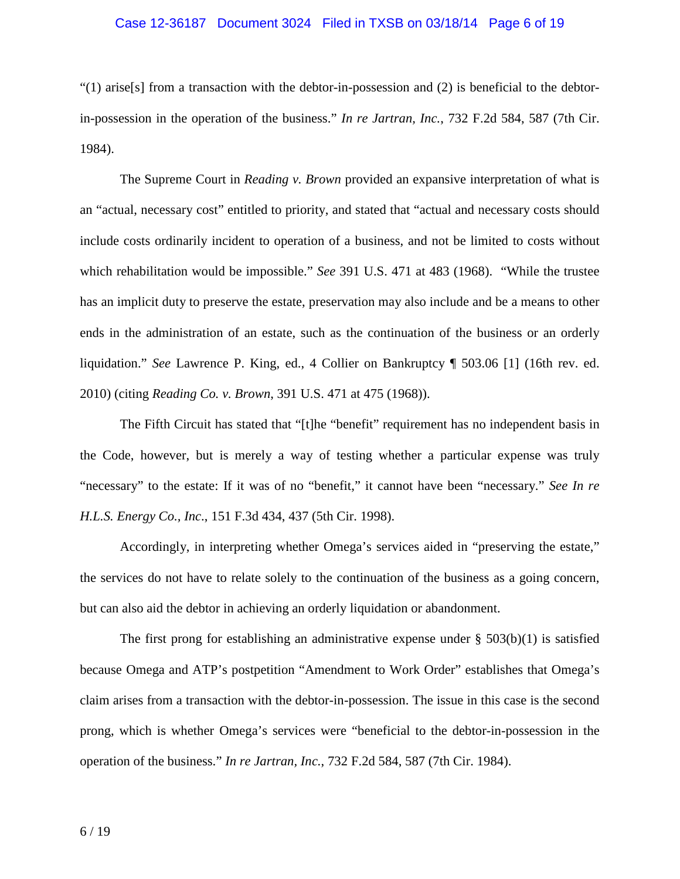"(1) arise[s] from a transaction with the debtor-in-possession and (2) is beneficial to the debtor-in-possession in the operation of the business." *In re Jartran, Inc.*, 732 F.2d 584, 587 (7th Cir. 1984).

The Supreme Court in *Reading v. Brown* provided an expansive interpretation of what is an "actual, necessary cost" entitled to priority, and stated that "actual and necessary costs should include costs ordinarily incident to operation of a business, and not be limited to costs without which rehabilitation would be impossible." *See* 391 U.S. 471 at 483 (1968). "While the trustee has an implicit duty to preserve the estate, preservation may also include and be a means to other ends in the administration of an estate, such as the continuation of the business or an orderly liquidation." *See* Lawrence P. King, ed., 4 Collier on Bankruptcy ¶ 503.06 [1] (16th rev. ed. 2010) (citing *Reading Co. v. Brown*, 391 U.S. 471 at 475 (1968)).

The Fifth Circuit has stated that "[t]he "benefit" requirement has no independent basis in the Code, however, but is merely a way of testing whether a particular expense was truly "necessary" to the estate: If it was of no "benefit," it cannot have been "necessary." *See In re H.L.S. Energy Co., Inc*., 151 F.3d 434, 437 (5th Cir. 1998).

Accordingly, in interpreting whether Omega's services aided in "preserving the estate," the services do not have to relate solely to the continuation of the business as a going concern, but can also aid the debtor in achieving an orderly liquidation or abandonment.

The first prong for establishing an administrative expense under § 503(b)(1) is satisfied because Omega and ATP's postpetition "Amendment to Work Order" establishes that Omega's claim arises from a transaction with the debtor-in-possession. The issue in this case is the second prong, which is whether Omega's services were "beneficial to the debtor-in-possession in the operation of the business." *In re Jartran, Inc.*, 732 F.2d 584, 587 (7th Cir. 1984).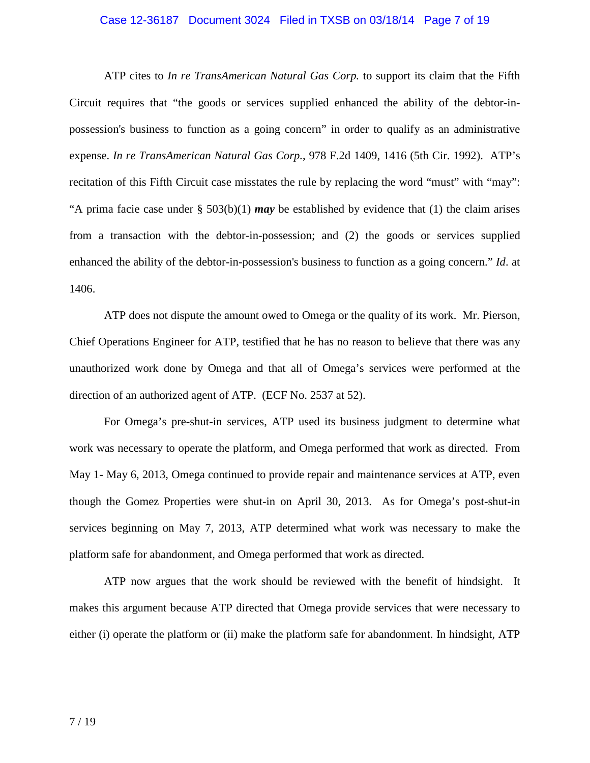ATP cites to *In re TransAmerican Natural Gas Corp.* to support its claim that the Fifth Circuit requires that "the goods or services supplied enhanced the ability of the debtor-in-possession's business to function as a going concern" in order to qualify as an administrative expense. *In re TransAmerican Natural Gas Corp.*, 978 F.2d 1409, 1416 (5th Cir. 1992). ATP's recitation of this Fifth Circuit case misstates the rule by replacing the word "must" with "may": "A prima facie case under § 503(b)(1) ***may*** be established by evidence that (1) the claim arises from a transaction with the debtor-in-possession; and (2) the goods or services supplied enhanced the ability of the debtor-in-possession's business to function as a going concern." *Id*. at 1406.

ATP does not dispute the amount owed to Omega or the quality of its work. Mr. Pierson, Chief Operations Engineer for ATP, testified that he has no reason to believe that there was any unauthorized work done by Omega and that all of Omega's services were performed at the direction of an authorized agent of ATP. (ECF No. 2537 at 52).

For Omega's pre-shut-in services, ATP used its business judgment to determine what work was necessary to operate the platform, and Omega performed that work as directed. From May 1- May 6, 2013, Omega continued to provide repair and maintenance services at ATP, even though the Gomez Properties were shut-in on April 30, 2013. As for Omega's post-shut-in services beginning on May 7, 2013, ATP determined what work was necessary to make the platform safe for abandonment, and Omega performed that work as directed.

ATP now argues that the work should be reviewed with the benefit of hindsight. It makes this argument because ATP directed that Omega provide services that were necessary to either (i) operate the platform or (ii) make the platform safe for abandonment. In hindsight, ATP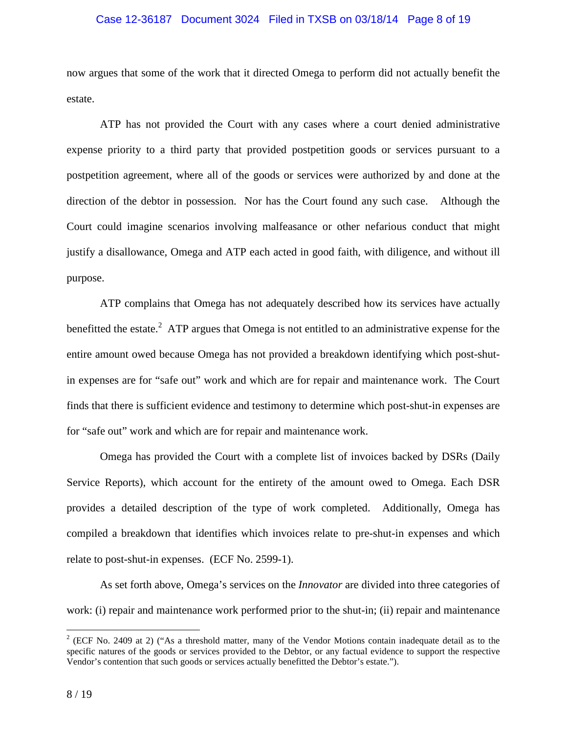now argues that some of the work that it directed Omega to perform did not actually benefit the estate.

ATP has not provided the Court with any cases where a court denied administrative expense priority to a third party that provided postpetition goods or services pursuant to a postpetition agreement, where all of the goods or services were authorized by and done at the direction of the debtor in possession. Nor has the Court found any such case. Although the Court could imagine scenarios involving malfeasance or other nefarious conduct that might justify a disallowance, Omega and ATP each acted in good faith, with diligence, and without ill purpose.

ATP complains that Omega has not adequately described how its services have actually benefitted the estate.[2] ATP argues that Omega is not entitled to an administrative expense for the entire amount owed because Omega has not provided a breakdown identifying which post-shut-in expenses are for "safe out" work and which are for repair and maintenance work. The Court finds that there is sufficient evidence and testimony to determine which post-shut-in expenses are for "safe out" work and which are for repair and maintenance work.

Omega has provided the Court with a complete list of invoices backed by DSRs (Daily Service Reports), which account for the entirety of the amount owed to Omega. Each DSR provides a detailed description of the type of work completed. Additionally, Omega has compiled a breakdown that identifies which invoices relate to pre-shut-in expenses and which relate to post-shut-in expenses. (ECF No. 2599-1).

As set forth above, Omega's services on the *Innovator* are divided into three categories of work: (i) repair and maintenance work performed prior to the shut-in; (ii) repair and maintenance

[2] (ECF No. 2409 at 2) ("As a threshold matter, many of the Vendor Motions contain inadequate detail as to the specific natures of the goods or services provided to the Debtor, or any factual evidence to support the respective Vendor's contention that such goods or services actually benefitted the Debtor's estate.").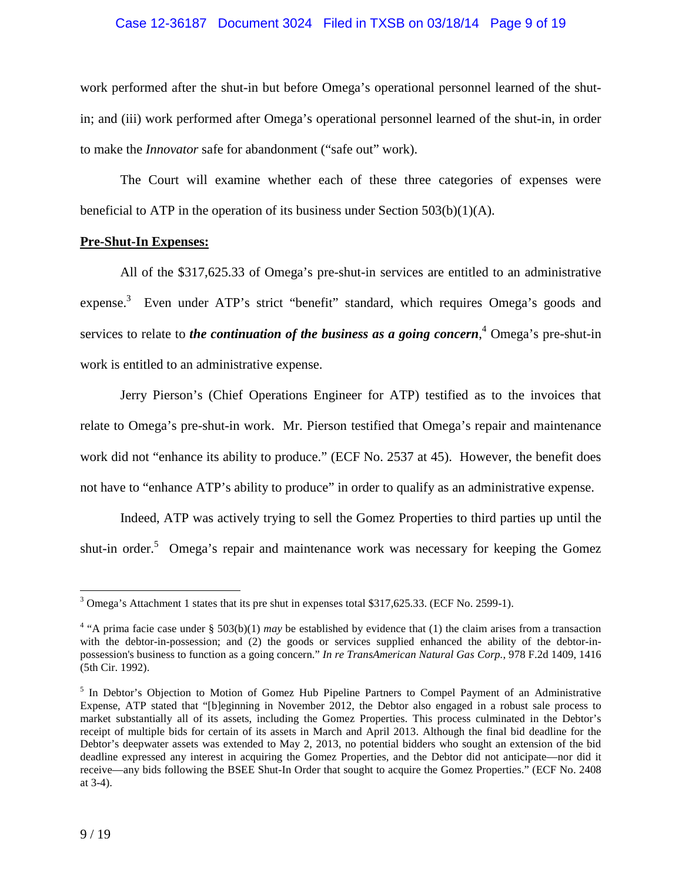work performed after the shut-in but before Omega's operational personnel learned of the shut-in; and (iii) work performed after Omega's operational personnel learned of the shut-in, in order to make the *Innovator* safe for abandonment ("safe out" work).

The Court will examine whether each of these three categories of expenses were beneficial to ATP in the operation of its business under Section 503(b)(1)(A).

**Pre-Shut-In Expenses:**

All of the $317,625.33 of Omega's pre-shut-in services are entitled to an administrative expense.[3] Even under ATP's strict "benefit" standard, which requires Omega's goods and services to relate to ***the continuation of the business as a going concern***,[4] Omega's pre-shut-in work is entitled to an administrative expense.

Jerry Pierson's (Chief Operations Engineer for ATP) testified as to the invoices that relate to Omega's pre-shut-in work. Mr. Pierson testified that Omega's repair and maintenance work did not "enhance its ability to produce." (ECF No. 2537 at 45). However, the benefit does not have to "enhance ATP's ability to produce" in order to qualify as an administrative expense.

Indeed, ATP was actively trying to sell the Gomez Properties to third parties up until the shut-in order.[5] Omega's repair and maintenance work was necessary for keeping the Gomez

---

[3] Omega's Attachment 1 states that its pre shut in expenses total $317,625.33. (ECF No. 2599-1).

[4] "A prima facie case under § 503(b)(1) *may* be established by evidence that (1) the claim arises from a transaction with the debtor-in-possession; and (2) the goods or services supplied enhanced the ability of the debtor-in-possession's business to function as a going concern." *In re TransAmerican Natural Gas Corp.*, 978 F.2d 1409, 1416 (5th Cir. 1992).

[5] In Debtor's Objection to Motion of Gomez Hub Pipeline Partners to Compel Payment of an Administrative Expense, ATP stated that "[b]eginning in November 2012, the Debtor also engaged in a robust sale process to market substantially all of its assets, including the Gomez Properties. This process culminated in the Debtor's receipt of multiple bids for certain of its assets in March and April 2013. Although the final bid deadline for the Debtor's deepwater assets was extended to May 2, 2013, no potential bidders who sought an extension of the bid deadline expressed any interest in acquiring the Gomez Properties, and the Debtor did not anticipate—nor did it receive—any bids following the BSEE Shut-In Order that sought to acquire the Gomez Properties." (ECF No. 2408 at 3-4).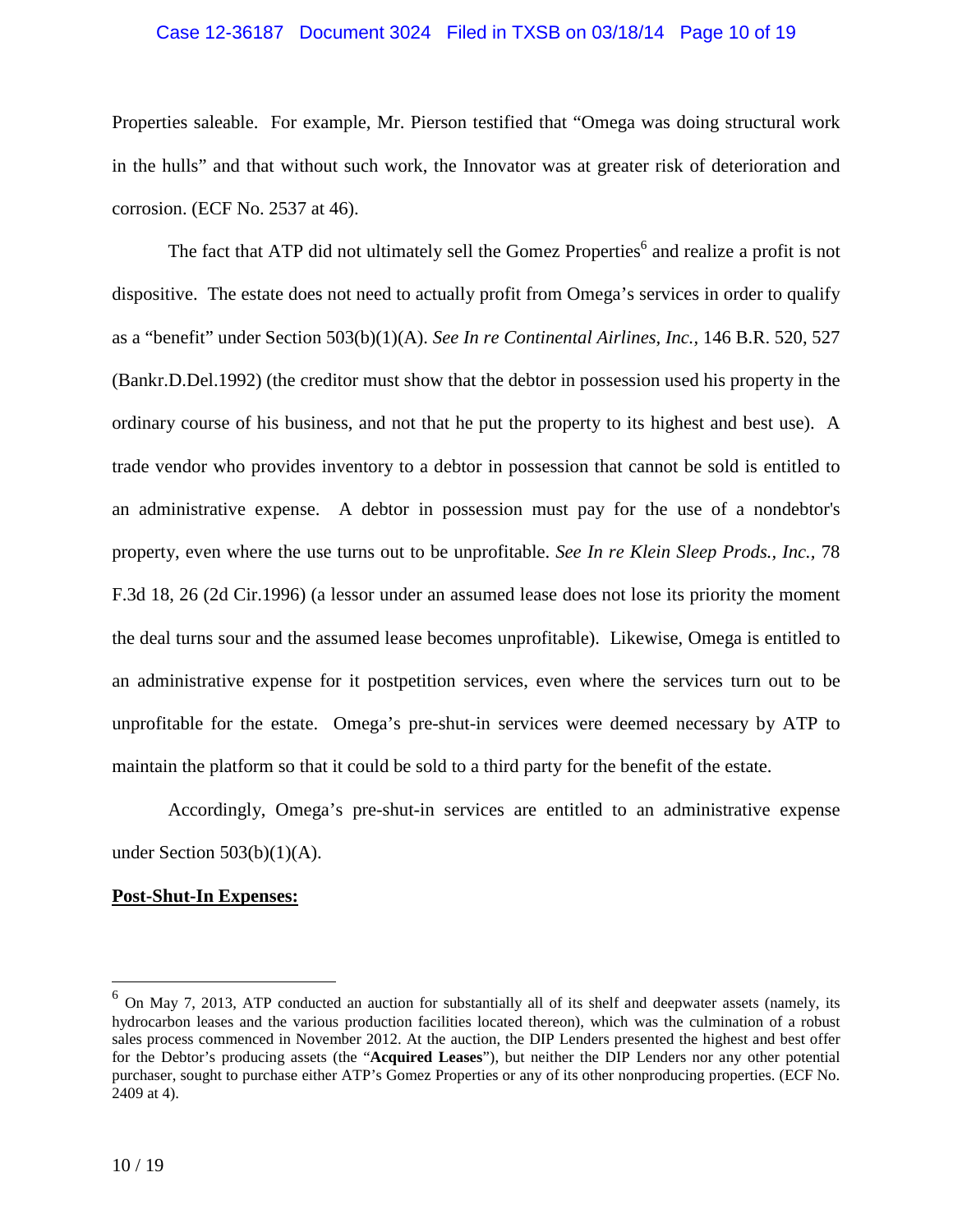Properties saleable. For example, Mr. Pierson testified that "Omega was doing structural work in the hulls" and that without such work, the Innovator was at greater risk of deterioration and corrosion. (ECF No. 2537 at 46).

The fact that ATP did not ultimately sell the Gomez Properties[6] and realize a profit is not dispositive. The estate does not need to actually profit from Omega's services in order to qualify as a "benefit" under Section 503(b)(1)(A). *See In re Continental Airlines, Inc.*, 146 B.R. 520, 527 (Bankr.D.Del.1992) (the creditor must show that the debtor in possession used his property in the ordinary course of his business, and not that he put the property to its highest and best use). A trade vendor who provides inventory to a debtor in possession that cannot be sold is entitled to an administrative expense. A debtor in possession must pay for the use of a nondebtor's property, even where the use turns out to be unprofitable. *See In re Klein Sleep Prods., Inc.*, 78 F.3d 18, 26 (2d Cir.1996) (a lessor under an assumed lease does not lose its priority the moment the deal turns sour and the assumed lease becomes unprofitable). Likewise, Omega is entitled to an administrative expense for it postpetition services, even where the services turn out to be unprofitable for the estate. Omega's pre-shut-in services were deemed necessary by ATP to maintain the platform so that it could be sold to a third party for the benefit of the estate.

Accordingly, Omega's pre-shut-in services are entitled to an administrative expense under Section 503(b)(1)(A).

**Post-Shut-In Expenses:**

[6] On May 7, 2013, ATP conducted an auction for substantially all of its shelf and deepwater assets (namely, its hydrocarbon leases and the various production facilities located thereon), which was the culmination of a robust sales process commenced in November 2012. At the auction, the DIP Lenders presented the highest and best offer for the Debtor's producing assets (the "**Acquired Leases**"), but neither the DIP Lenders nor any other potential purchaser, sought to purchase either ATP's Gomez Properties or any of its other nonproducing properties. (ECF No. 2409 at 4).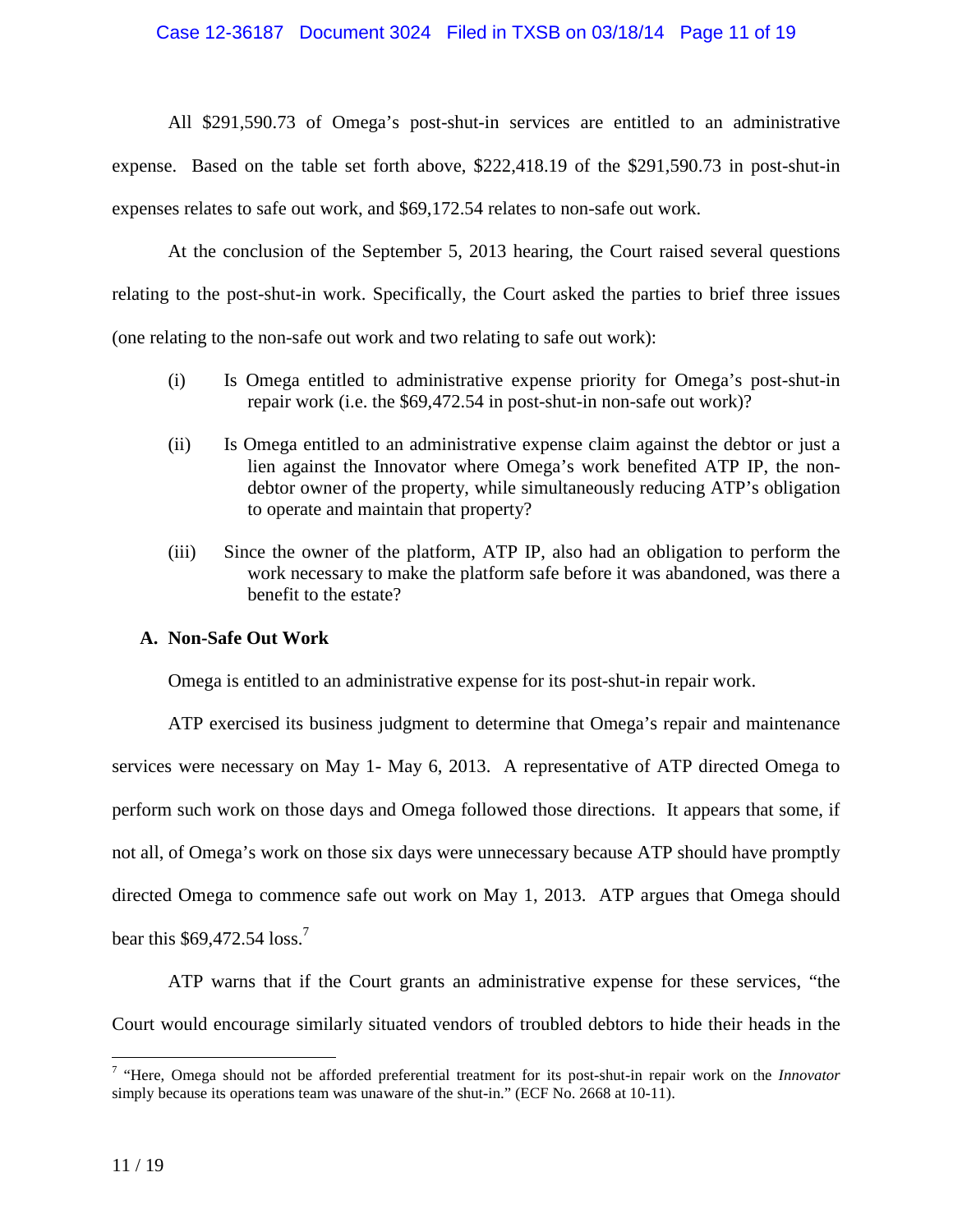All $291,590.73 of Omega's post-shut-in services are entitled to an administrative expense. Based on the table set forth above, $222,418.19 of the $291,590.73 in post-shut-in expenses relates to safe out work, and $69,172.54 relates to non-safe out work.

At the conclusion of the September 5, 2013 hearing, the Court raised several questions relating to the post-shut-in work. Specifically, the Court asked the parties to brief three issues (one relating to the non-safe out work and two relating to safe out work):

(i) Is Omega entitled to administrative expense priority for Omega's post-shut-in repair work (i.e. the $69,472.54 in post-shut-in non-safe out work)?

(ii) Is Omega entitled to an administrative expense claim against the debtor or just a lien against the Innovator where Omega's work benefited ATP IP, the non-debtor owner of the property, while simultaneously reducing ATP's obligation to operate and maintain that property?

(iii) Since the owner of the platform, ATP IP, also had an obligation to perform the work necessary to make the platform safe before it was abandoned, was there a benefit to the estate?

**A. Non-Safe Out Work**

Omega is entitled to an administrative expense for its post-shut-in repair work.

ATP exercised its business judgment to determine that Omega's repair and maintenance services were necessary on May 1- May 6, 2013. A representative of ATP directed Omega to perform such work on those days and Omega followed those directions. It appears that some, if not all, of Omega's work on those six days were unnecessary because ATP should have promptly directed Omega to commence safe out work on May 1, 2013. ATP argues that Omega should bear this $69,472.54 loss.[7]

ATP warns that if the Court grants an administrative expense for these services, "the Court would encourage similarly situated vendors of troubled debtors to hide their heads in the

[7] "Here, Omega should not be afforded preferential treatment for its post-shut-in repair work on the *Innovator* simply because its operations team was unaware of the shut-in." (ECF No. 2668 at 10-11).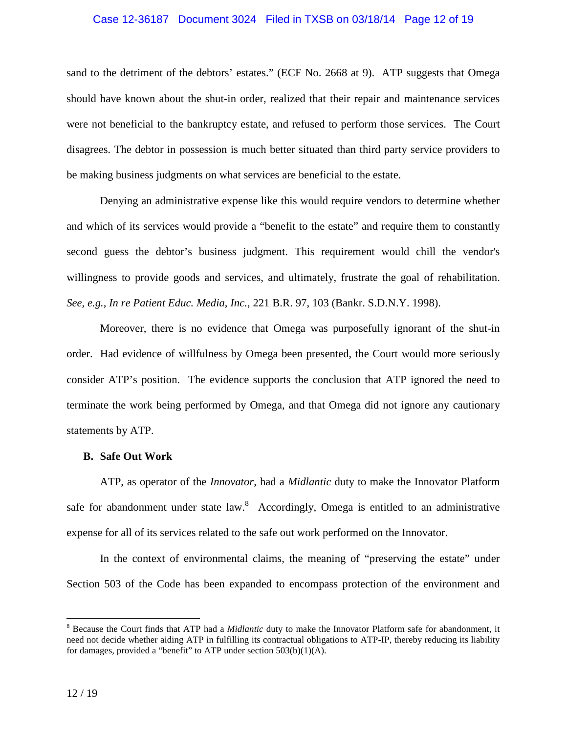sand to the detriment of the debtors' estates." (ECF No. 2668 at 9). ATP suggests that Omega should have known about the shut-in order, realized that their repair and maintenance services were not beneficial to the bankruptcy estate, and refused to perform those services. The Court disagrees. The debtor in possession is much better situated than third party service providers to be making business judgments on what services are beneficial to the estate.

Denying an administrative expense like this would require vendors to determine whether and which of its services would provide a "benefit to the estate" and require them to constantly second guess the debtor's business judgment. This requirement would chill the vendor's willingness to provide goods and services, and ultimately, frustrate the goal of rehabilitation. *See, e.g.*, *In re Patient Educ. Media, Inc.*, 221 B.R. 97, 103 (Bankr. S.D.N.Y. 1998).

Moreover, there is no evidence that Omega was purposefully ignorant of the shut-in order. Had evidence of willfulness by Omega been presented, the Court would more seriously consider ATP's position. The evidence supports the conclusion that ATP ignored the need to terminate the work being performed by Omega, and that Omega did not ignore any cautionary statements by ATP.

**B. Safe Out Work**

ATP, as operator of the *Innovator*, had a *Midlantic* duty to make the Innovator Platform safe for abandonment under state law.[8] Accordingly, Omega is entitled to an administrative expense for all of its services related to the safe out work performed on the Innovator.

In the context of environmental claims, the meaning of "preserving the estate" under Section 503 of the Code has been expanded to encompass protection of the environment and

[8] Because the Court finds that ATP had a *Midlantic* duty to make the Innovator Platform safe for abandonment, it need not decide whether aiding ATP in fulfilling its contractual obligations to ATP-IP, thereby reducing its liability for damages, provided a "benefit" to ATP under section 503(b)(1)(A).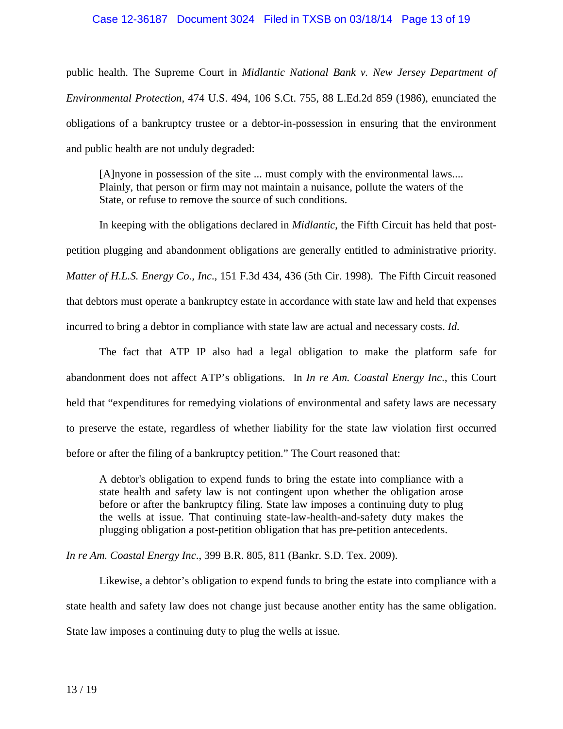public health. The Supreme Court in *Midlantic National Bank v. New Jersey Department of Environmental Protection*, 474 U.S. 494, 106 S.Ct. 755, 88 L.Ed.2d 859 (1986), enunciated the obligations of a bankruptcy trustee or a debtor-in-possession in ensuring that the environment and public health are not unduly degraded:

> [A]nyone in possession of the site ... must comply with the environmental laws.... Plainly, that person or firm may not maintain a nuisance, pollute the waters of the State, or refuse to remove the source of such conditions.

In keeping with the obligations declared in *Midlantic*, the Fifth Circuit has held that post-petition plugging and abandonment obligations are generally entitled to administrative priority. *Matter of H.L.S. Energy Co., Inc.*, 151 F.3d 434, 436 (5th Cir. 1998). The Fifth Circuit reasoned that debtors must operate a bankruptcy estate in accordance with state law and held that expenses incurred to bring a debtor in compliance with state law are actual and necessary costs. *Id.*

The fact that ATP IP also had a legal obligation to make the platform safe for abandonment does not affect ATP's obligations. In *In re Am. Coastal Energy Inc.*, this Court held that "expenditures for remedying violations of environmental and safety laws are necessary to preserve the estate, regardless of whether liability for the state law violation first occurred before or after the filing of a bankruptcy petition." The Court reasoned that:

> A debtor's obligation to expend funds to bring the estate into compliance with a state health and safety law is not contingent upon whether the obligation arose before or after the bankruptcy filing. State law imposes a continuing duty to plug the wells at issue. That continuing state-law-health-and-safety duty makes the plugging obligation a post-petition obligation that has pre-petition antecedents.

*In re Am. Coastal Energy Inc.*, 399 B.R. 805, 811 (Bankr. S.D. Tex. 2009).

Likewise, a debtor's obligation to expend funds to bring the estate into compliance with a state health and safety law does not change just because another entity has the same obligation. State law imposes a continuing duty to plug the wells at issue.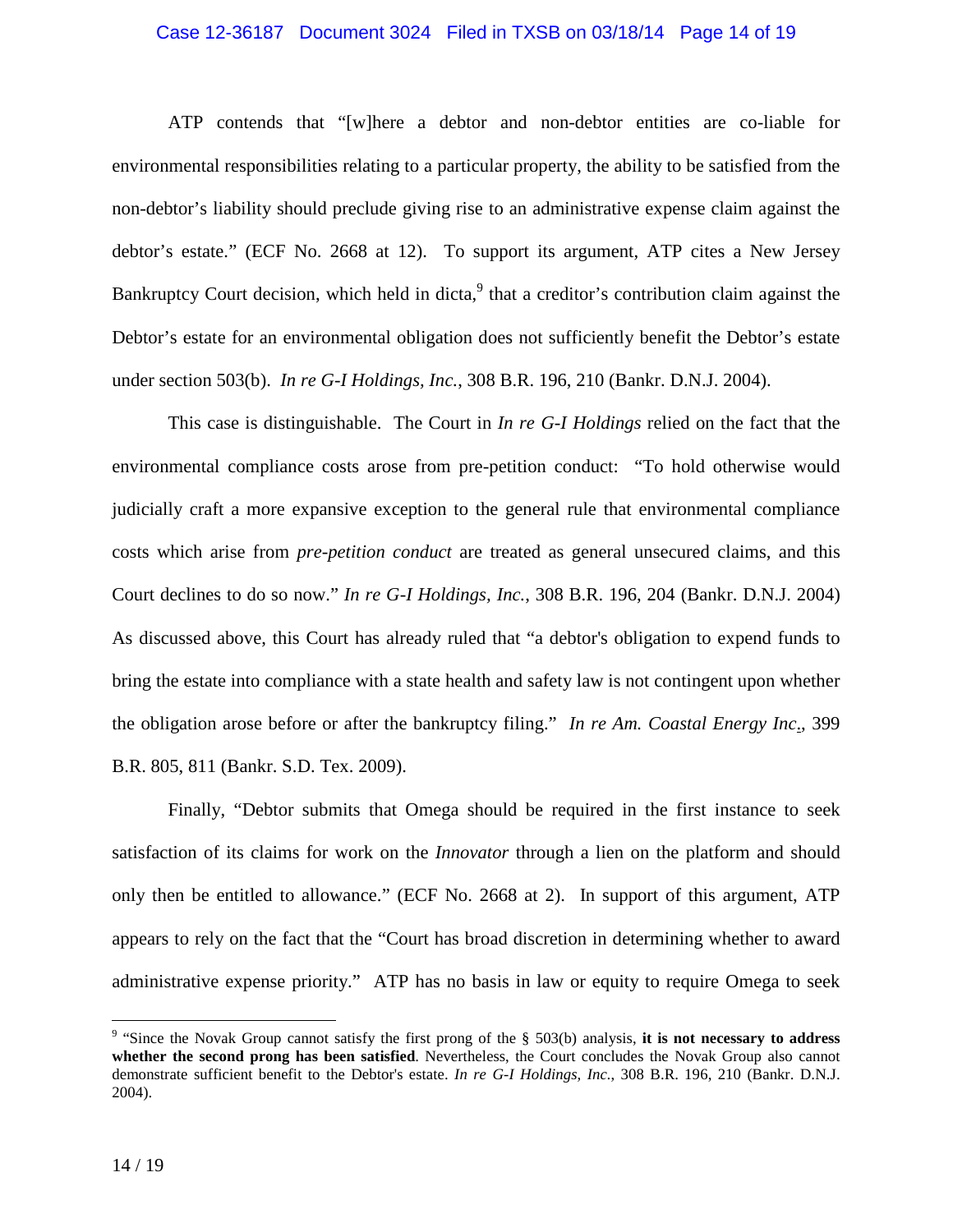ATP contends that "[w]here a debtor and non-debtor entities are co-liable for environmental responsibilities relating to a particular property, the ability to be satisfied from the non-debtor's liability should preclude giving rise to an administrative expense claim against the debtor's estate." (ECF No. 2668 at 12). To support its argument, ATP cites a New Jersey Bankruptcy Court decision, which held in dicta,[9] that a creditor's contribution claim against the Debtor's estate for an environmental obligation does not sufficiently benefit the Debtor's estate under section 503(b). *In re G-I Holdings, Inc.*, 308 B.R. 196, 210 (Bankr. D.N.J. 2004).

This case is distinguishable. The Court in *In re G-I Holdings* relied on the fact that the environmental compliance costs arose from pre-petition conduct: "To hold otherwise would judicially craft a more expansive exception to the general rule that environmental compliance costs which arise from *pre-petition conduct* are treated as general unsecured claims, and this Court declines to do so now." *In re G-I Holdings, Inc.*, 308 B.R. 196, 204 (Bankr. D.N.J. 2004) As discussed above, this Court has already ruled that "a debtor's obligation to expend funds to bring the estate into compliance with a state health and safety law is not contingent upon whether the obligation arose before or after the bankruptcy filing." *In re Am. Coastal Energy Inc.*, 399 B.R. 805, 811 (Bankr. S.D. Tex. 2009).

Finally, "Debtor submits that Omega should be required in the first instance to seek satisfaction of its claims for work on the *Innovator* through a lien on the platform and should only then be entitled to allowance." (ECF No. 2668 at 2). In support of this argument, ATP appears to rely on the fact that the "Court has broad discretion in determining whether to award administrative expense priority." ATP has no basis in law or equity to require Omega to seek

[9] "Since the Novak Group cannot satisfy the first prong of the § 503(b) analysis, **it is not necessary to address whether the second prong has been satisfied**. Nevertheless, the Court concludes the Novak Group also cannot demonstrate sufficient benefit to the Debtor's estate. *In re G-I Holdings, Inc.*, 308 B.R. 196, 210 (Bankr. D.N.J. 2004).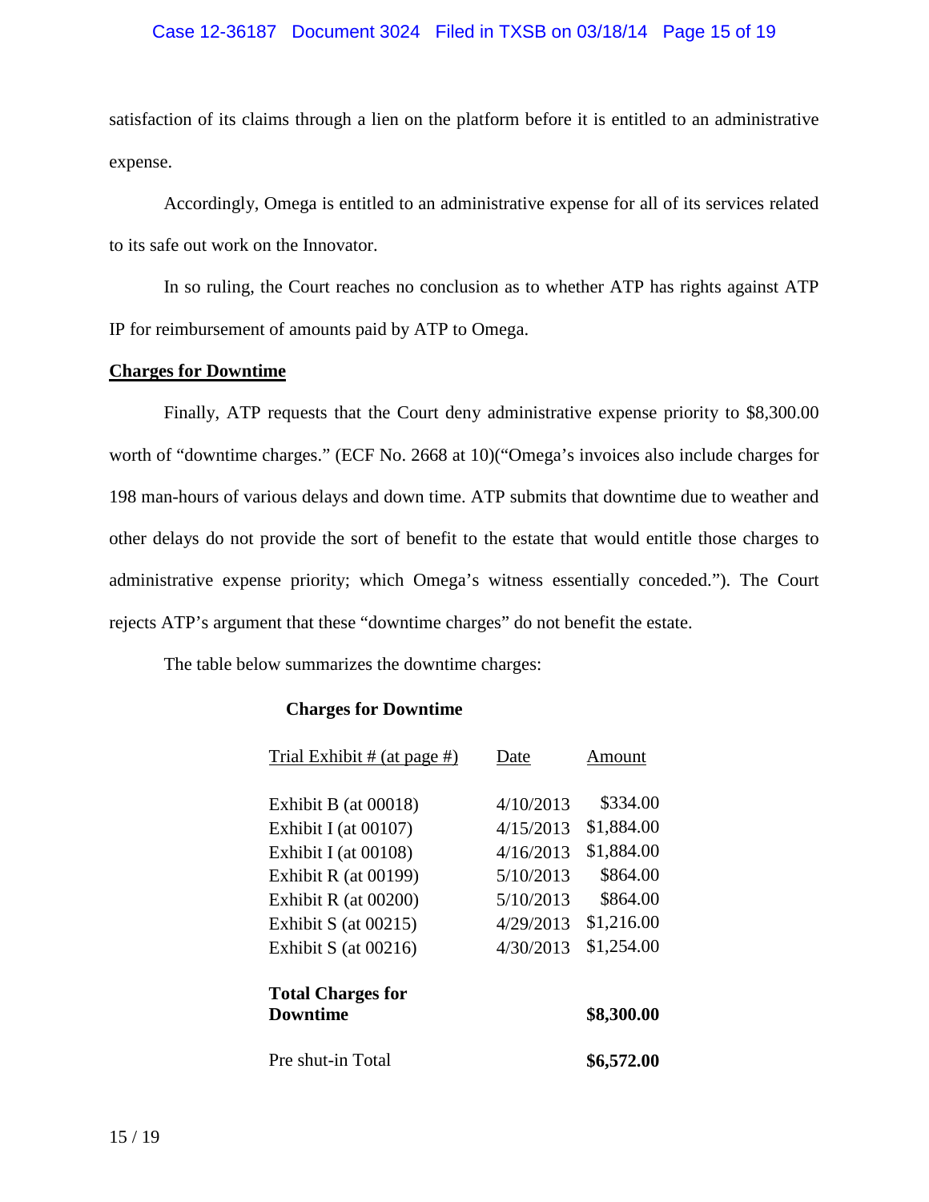satisfaction of its claims through a lien on the platform before it is entitled to an administrative expense.

Accordingly, Omega is entitled to an administrative expense for all of its services related to its safe out work on the Innovator.

In so ruling, the Court reaches no conclusion as to whether ATP has rights against ATP IP for reimbursement of amounts paid by ATP to Omega.

**Charges for Downtime**

Finally, ATP requests that the Court deny administrative expense priority to $8,300.00 worth of "downtime charges." (ECF No. 2668 at 10)("Omega's invoices also include charges for 198 man-hours of various delays and down time. ATP submits that downtime due to weather and other delays do not provide the sort of benefit to the estate that would entitle those charges to administrative expense priority; which Omega's witness essentially conceded."). The Court rejects ATP's argument that these "downtime charges" do not benefit the estate.

The table below summarizes the downtime charges:

**Charges for Downtime**

| Trial Exhibit # (at page #) | Date | Amount |
|---|---|---|
| Exhibit B (at 00018) | 4/10/2013 | $334.00 |
| Exhibit I (at 00107) | 4/15/2013 | $1,884.00 |
| Exhibit I (at 00108) | 4/16/2013 | $1,884.00 |
| Exhibit R (at 00199) | 5/10/2013 | $864.00 |
| Exhibit R (at 00200) | 5/10/2013 | $864.00 |
| Exhibit S (at 00215) | 4/29/2013 | $1,216.00 |
| Exhibit S (at 00216) | 4/30/2013 | $1,254.00 |
| **Total Charges for Downtime** | | **$8,300.00** |
| Pre shut-in Total | | **$6,572.00** |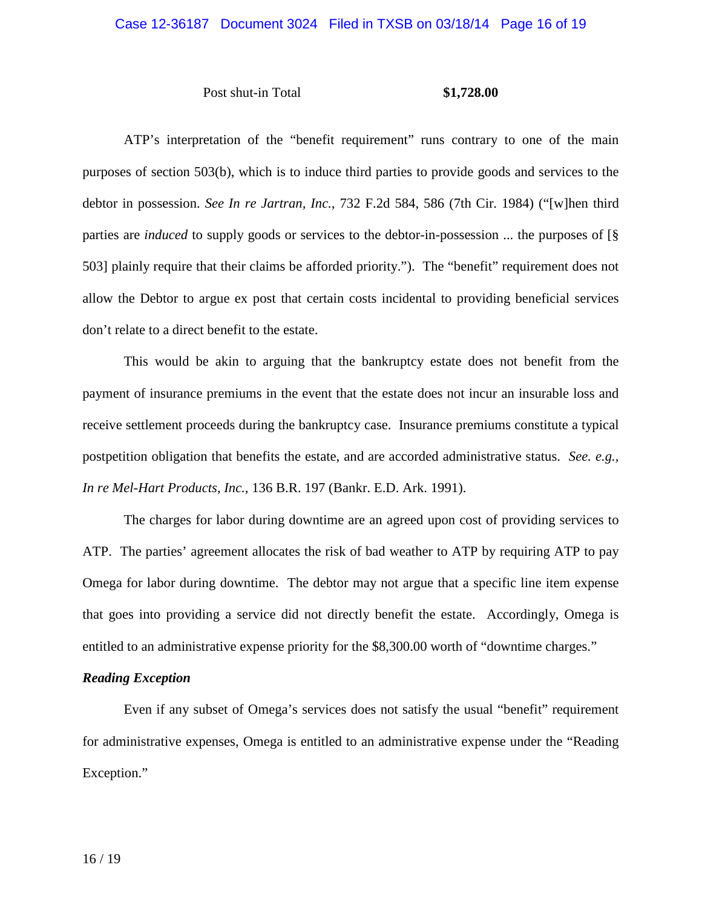| Post shut-in Total | **$1,728.00** |
|---|---|

ATP's interpretation of the "benefit requirement" runs contrary to one of the main purposes of section 503(b), which is to induce third parties to provide goods and services to the debtor in possession. *See In re Jartran, Inc.*, 732 F.2d 584, 586 (7th Cir. 1984) ("[w]hen third parties are *induced* to supply goods or services to the debtor-in-possession ... the purposes of [§ 503] plainly require that their claims be afforded priority."). The "benefit" requirement does not allow the Debtor to argue ex post that certain costs incidental to providing beneficial services don't relate to a direct benefit to the estate.

This would be akin to arguing that the bankruptcy estate does not benefit from the payment of insurance premiums in the event that the estate does not incur an insurable loss and receive settlement proceeds during the bankruptcy case. Insurance premiums constitute a typical postpetition obligation that benefits the estate, and are accorded administrative status. *See. e.g., In re Mel-Hart Products, Inc.*, 136 B.R. 197 (Bankr. E.D. Ark. 1991).

The charges for labor during downtime are an agreed upon cost of providing services to ATP. The parties' agreement allocates the risk of bad weather to ATP by requiring ATP to pay Omega for labor during downtime. The debtor may not argue that a specific line item expense that goes into providing a service did not directly benefit the estate. Accordingly, Omega is entitled to an administrative expense priority for the $8,300.00 worth of "downtime charges."

***Reading Exception***

Even if any subset of Omega's services does not satisfy the usual "benefit" requirement for administrative expenses, Omega is entitled to an administrative expense under the "Reading Exception."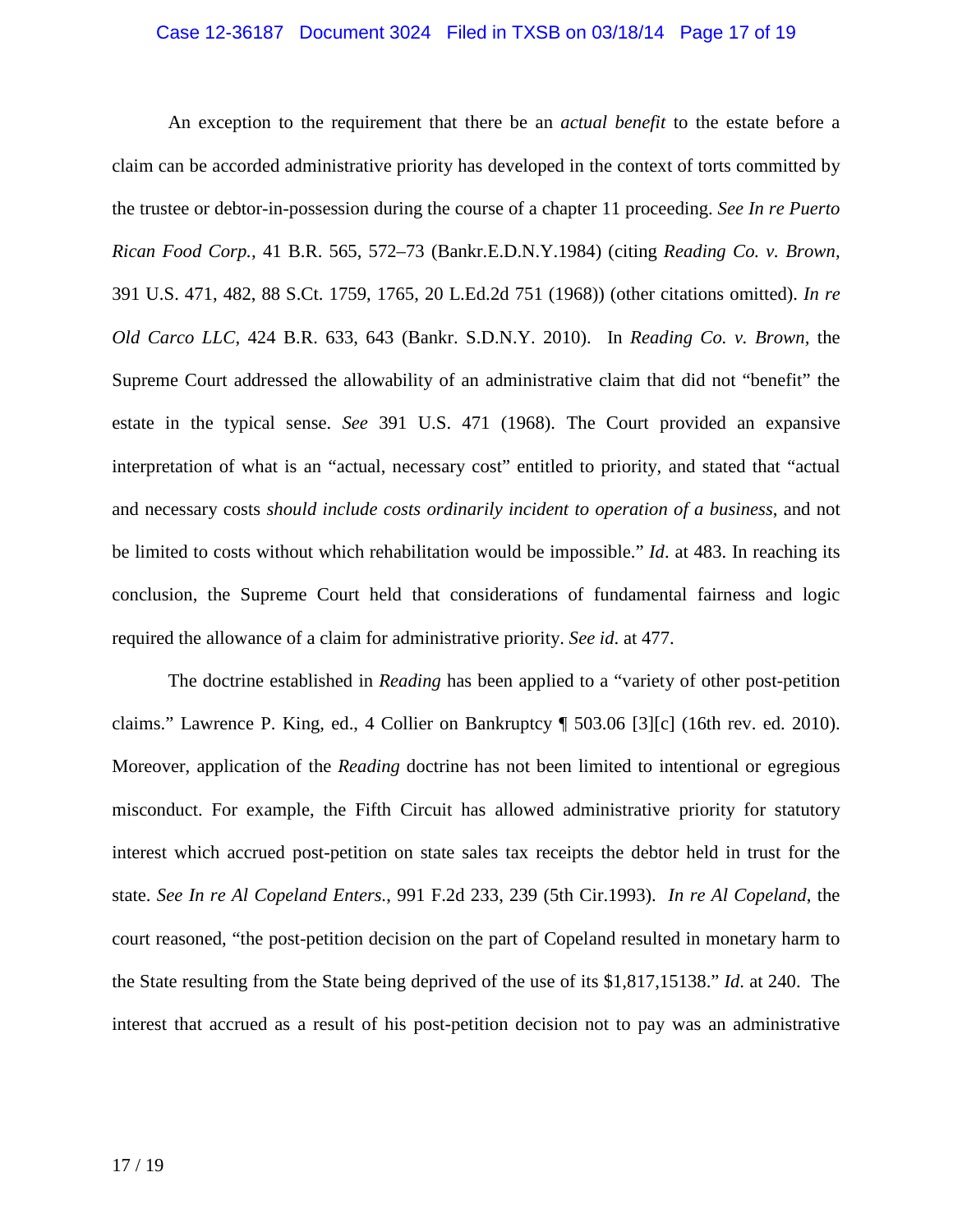An exception to the requirement that there be an *actual benefit* to the estate before a claim can be accorded administrative priority has developed in the context of torts committed by the trustee or debtor-in-possession during the course of a chapter 11 proceeding. *See In re Puerto Rican Food Corp.,* 41 B.R. 565, 572–73 (Bankr.E.D.N.Y.1984) (citing *Reading Co. v. Brown,* 391 U.S. 471, 482, 88 S.Ct. 1759, 1765, 20 L.Ed.2d 751 (1968)) (other citations omitted). *In re Old Carco LLC*, 424 B.R. 633, 643 (Bankr. S.D.N.Y. 2010). In *Reading Co. v. Brown*, the Supreme Court addressed the allowability of an administrative claim that did not "benefit" the estate in the typical sense. *See* 391 U.S. 471 (1968). The Court provided an expansive interpretation of what is an "actual, necessary cost" entitled to priority, and stated that "actual and necessary costs *should include costs ordinarily incident to operation of a business*, and not be limited to costs without which rehabilitation would be impossible." *Id*. at 483. In reaching its conclusion, the Supreme Court held that considerations of fundamental fairness and logic required the allowance of a claim for administrative priority. *See id*. at 477.

The doctrine established in *Reading* has been applied to a "variety of other post-petition claims." Lawrence P. King, ed., 4 Collier on Bankruptcy ¶ 503.06 [3][c] (16th rev. ed. 2010). Moreover, application of the *Reading* doctrine has not been limited to intentional or egregious misconduct. For example, the Fifth Circuit has allowed administrative priority for statutory interest which accrued post-petition on state sales tax receipts the debtor held in trust for the state. *See In re Al Copeland Enters.*, 991 F.2d 233, 239 (5th Cir.1993). *In re Al Copeland*, the court reasoned, "the post-petition decision on the part of Copeland resulted in monetary harm to the State resulting from the State being deprived of the use of its $1,817,15138." *Id.* at 240. The interest that accrued as a result of his post-petition decision not to pay was an administrative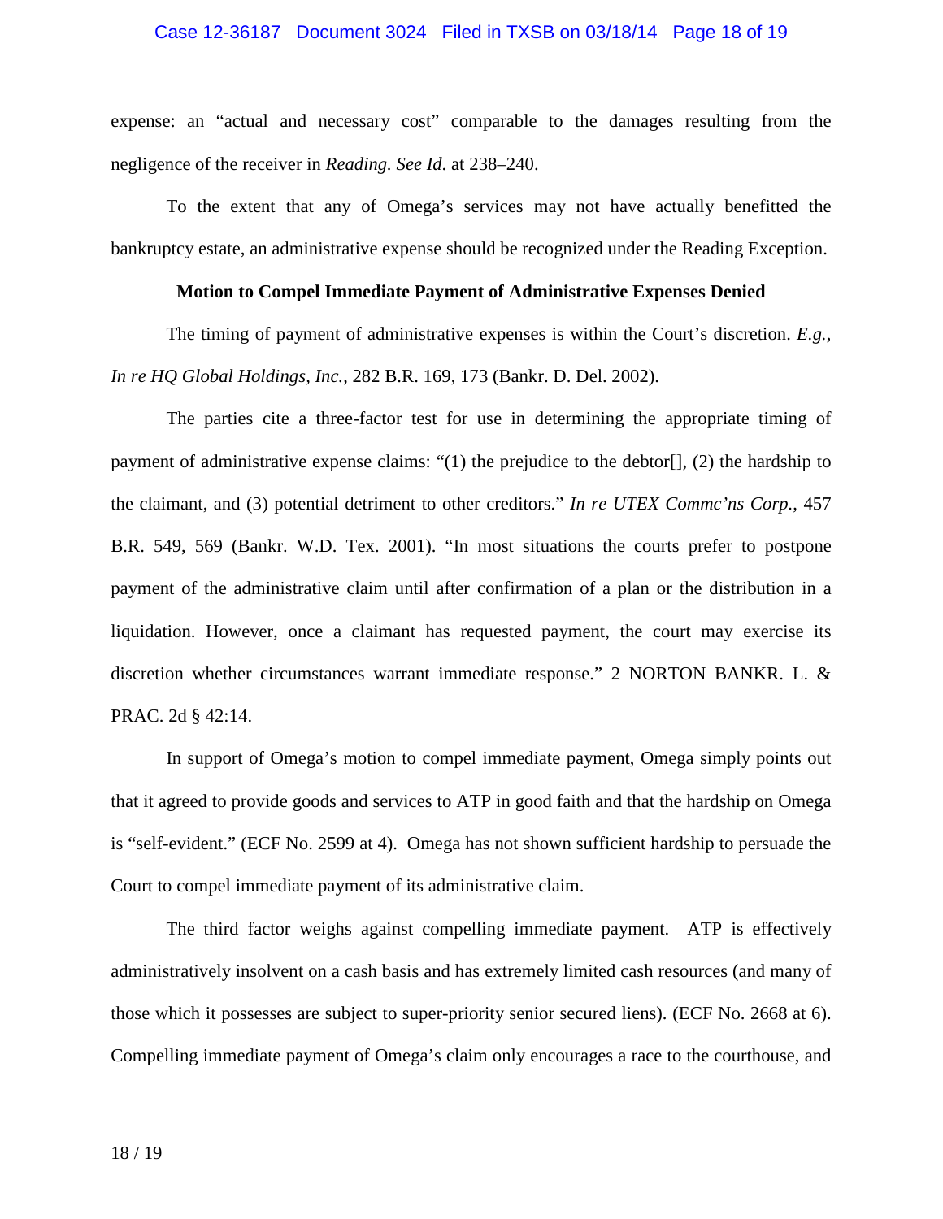expense: an "actual and necessary cost" comparable to the damages resulting from the negligence of the receiver in *Reading*. *See Id.* at 238–240.

To the extent that any of Omega's services may not have actually benefitted the bankruptcy estate, an administrative expense should be recognized under the Reading Exception.

**Motion to Compel Immediate Payment of Administrative Expenses Denied**

The timing of payment of administrative expenses is within the Court's discretion. *E.g.*, *In re HQ Global Holdings, Inc.*, 282 B.R. 169, 173 (Bankr. D. Del. 2002).

The parties cite a three-factor test for use in determining the appropriate timing of payment of administrative expense claims: "(1) the prejudice to the debtor[], (2) the hardship to the claimant, and (3) potential detriment to other creditors." *In re UTEX Commc'ns Corp.*, 457 B.R. 549, 569 (Bankr. W.D. Tex. 2001). "In most situations the courts prefer to postpone payment of the administrative claim until after confirmation of a plan or the distribution in a liquidation. However, once a claimant has requested payment, the court may exercise its discretion whether circumstances warrant immediate response." 2 NORTON BANKR. L. & PRAC. 2d § 42:14.

In support of Omega's motion to compel immediate payment, Omega simply points out that it agreed to provide goods and services to ATP in good faith and that the hardship on Omega is "self-evident." (ECF No. 2599 at 4). Omega has not shown sufficient hardship to persuade the Court to compel immediate payment of its administrative claim.

The third factor weighs against compelling immediate payment. ATP is effectively administratively insolvent on a cash basis and has extremely limited cash resources (and many of those which it possesses are subject to super-priority senior secured liens). (ECF No. 2668 at 6). Compelling immediate payment of Omega's claim only encourages a race to the courthouse, and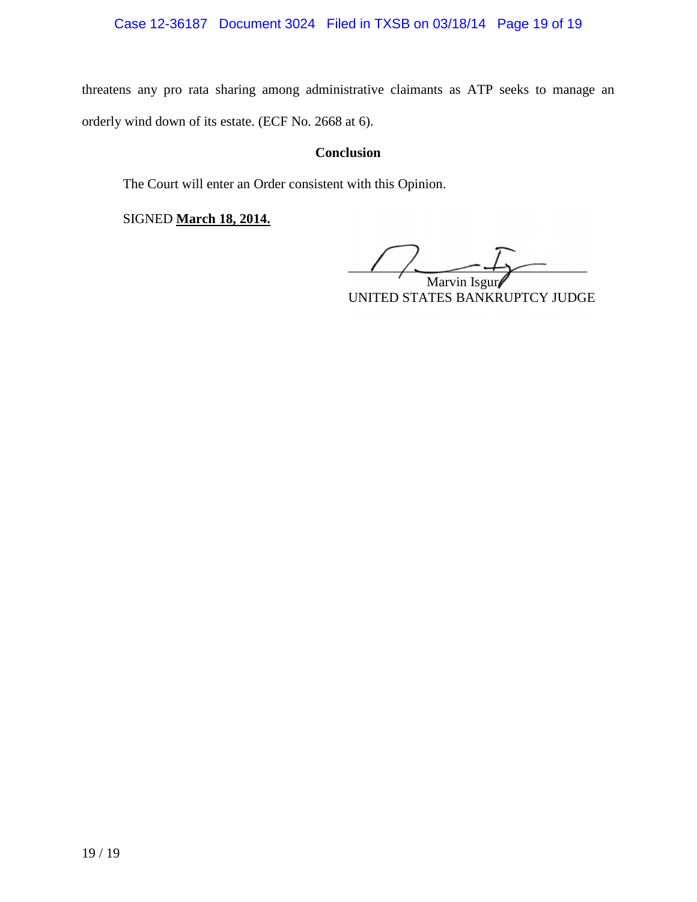threatens any pro rata sharing among administrative claimants as ATP seeks to manage an orderly wind down of its estate. (ECF No. 2668 at 6).

## Conclusion

The Court will enter an Order consistent with this Opinion.

SIGNED **March 18, 2014.**

Marvin Isgur
UNITED STATES BANKRUPTCY JUDGE